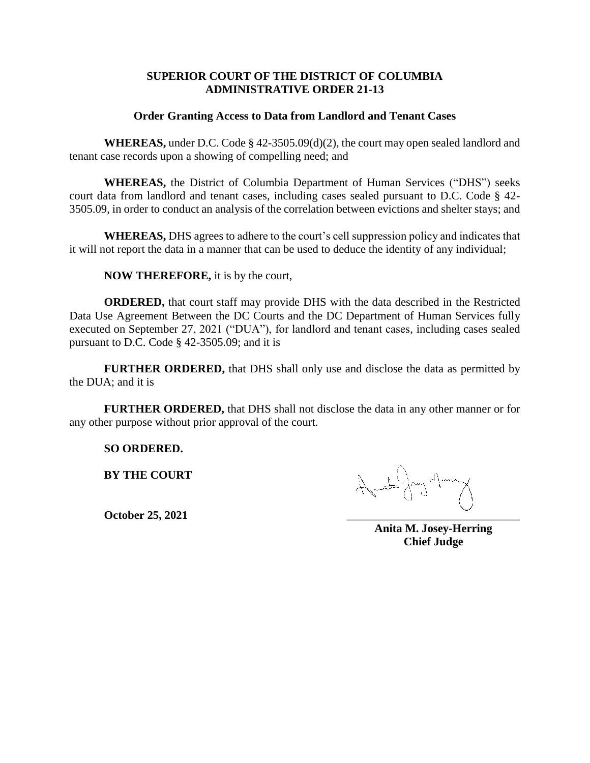**SUPERIOR COURT OF THE DISTRICT OF COLUMBIA**
**ADMINISTRATIVE ORDER 21-13**

**Order Granting Access to Data from Landlord and Tenant Cases**

**WHEREAS,** under D.C. Code § 42-3505.09(d)(2), the court may open sealed landlord and tenant case records upon a showing of compelling need; and

**WHEREAS,** the District of Columbia Department of Human Services ("DHS") seeks court data from landlord and tenant cases, including cases sealed pursuant to D.C. Code § 42-3505.09, in order to conduct an analysis of the correlation between evictions and shelter stays; and

**WHEREAS,** DHS agrees to adhere to the court's cell suppression policy and indicates that it will not report the data in a manner that can be used to deduce the identity of any individual;

**NOW THEREFORE,** it is by the court,

**ORDERED,** that court staff may provide DHS with the data described in the Restricted Data Use Agreement Between the DC Courts and the DC Department of Human Services fully executed on September 27, 2021 ("DUA"), for landlord and tenant cases, including cases sealed pursuant to D.C. Code § 42-3505.09; and it is

**FURTHER ORDERED,** that DHS shall only use and disclose the data as permitted by the DUA; and it is

**FURTHER ORDERED,** that DHS shall not disclose the data in any other manner or for any other purpose without prior approval of the court.

**SO ORDERED.**

**BY THE COURT**

**October 25, 2021**

**Anita M. Josey-Herring**
**Chief Judge**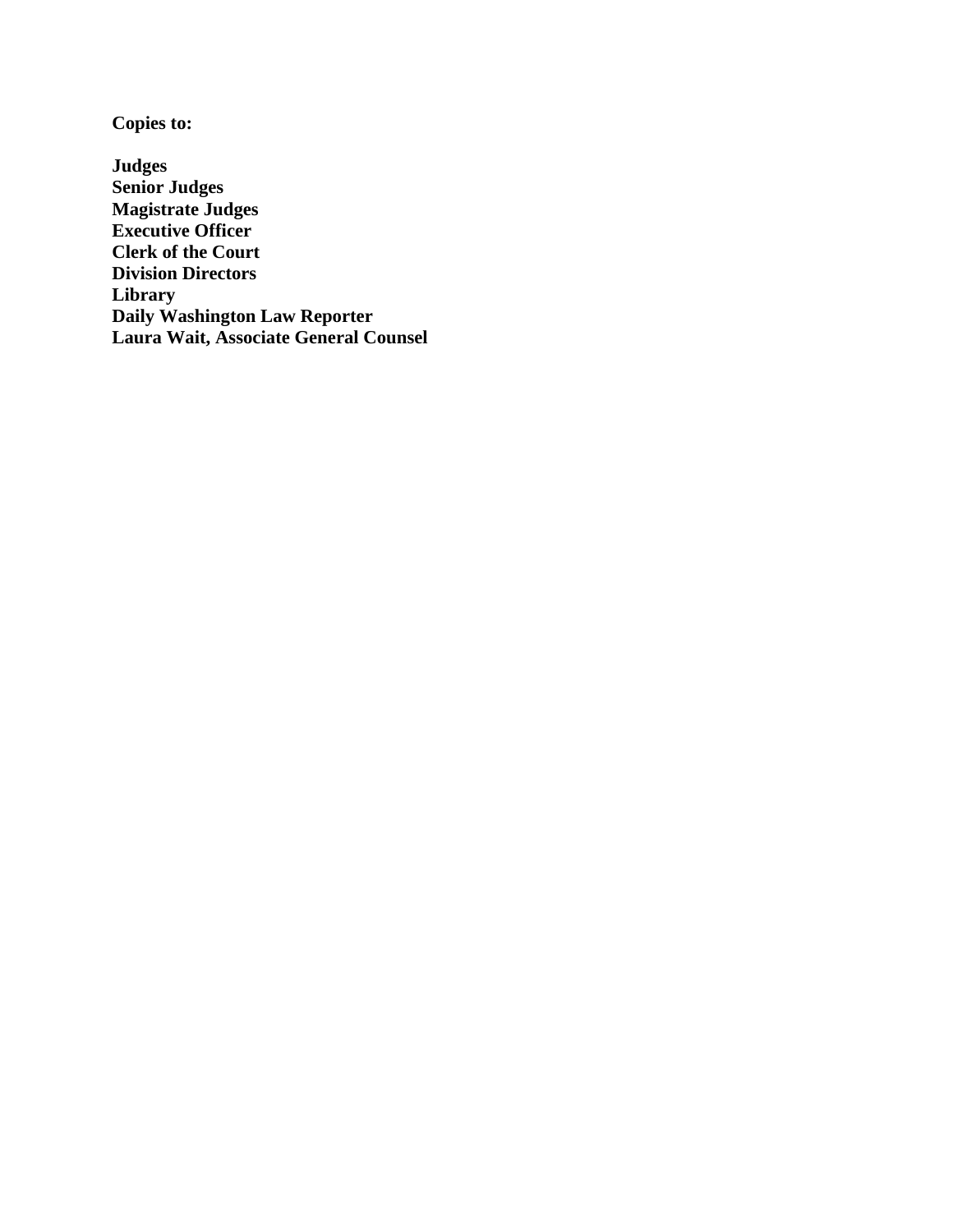**Copies to:**

**Judges**
**Senior Judges**
**Magistrate Judges**
**Executive Officer**
**Clerk of the Court**
**Division Directors**
**Library**
**Daily Washington Law Reporter**
**Laura Wait, Associate General Counsel**